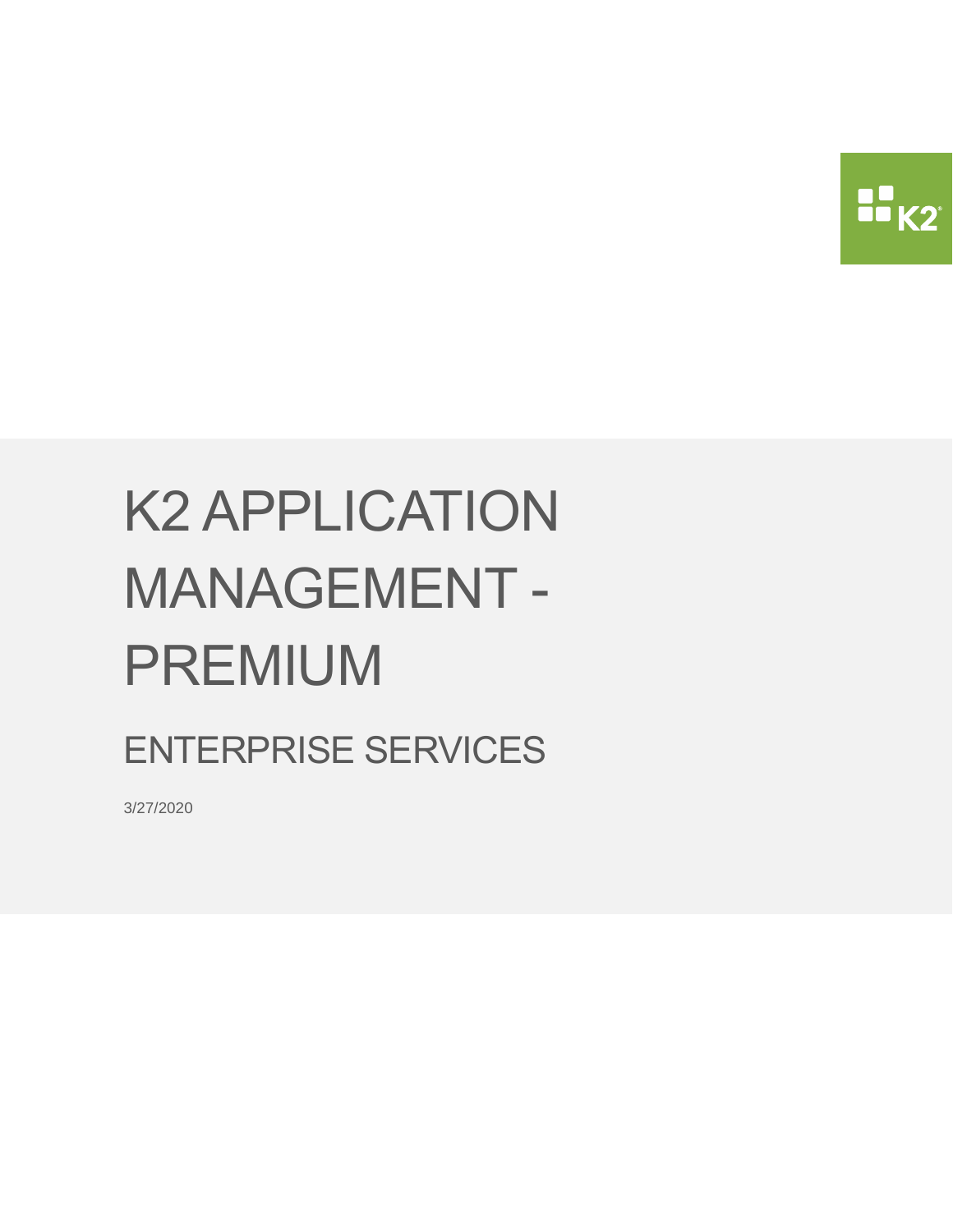# K2 APPLICATION MANAGEMENT - PREMIUM

## ENTERPRISE SERVICES

3/27/2020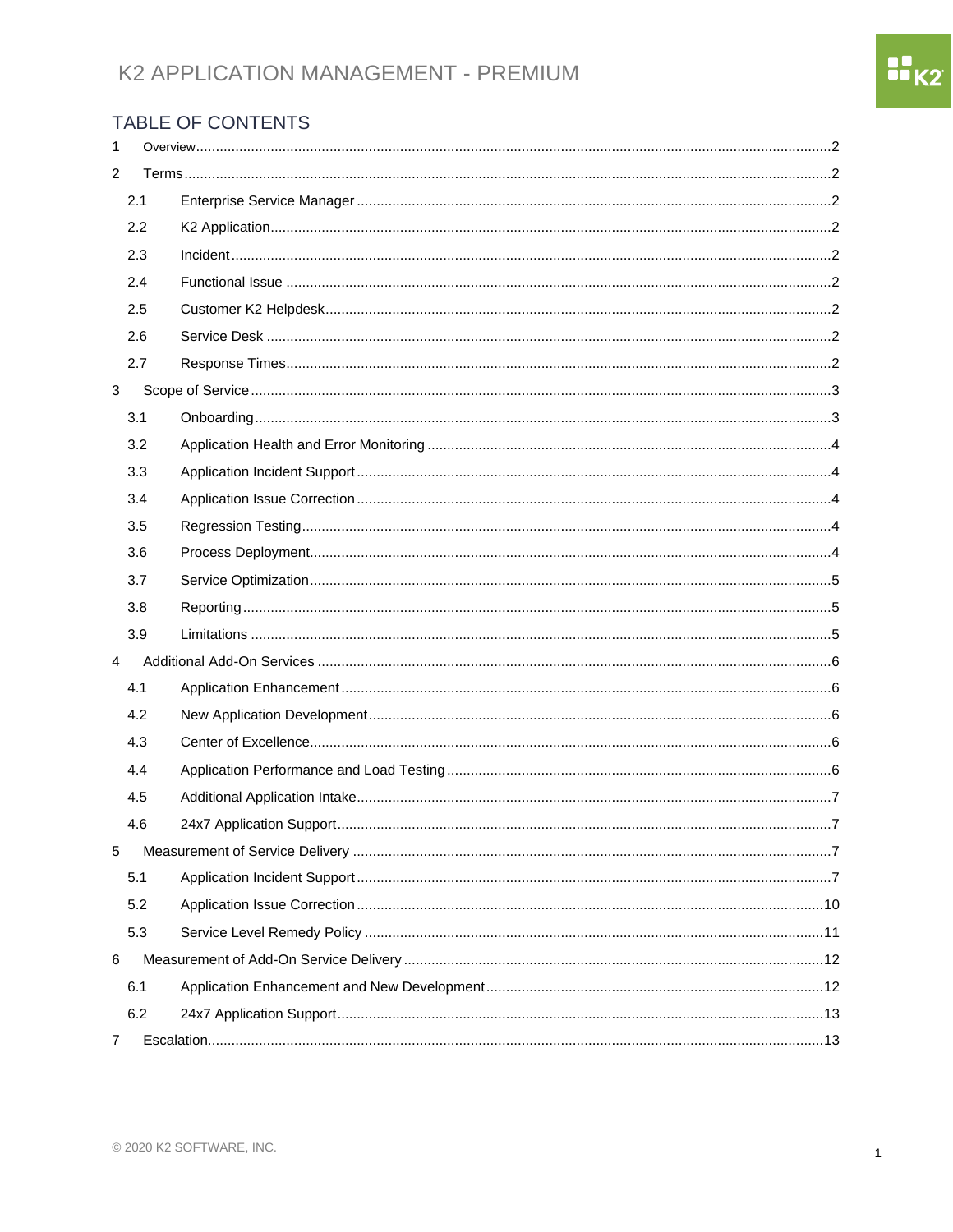# K2 APPLICATION MANAGEMENT - PREMIUM

## TABLE OF CONTENTS

1 Overview....2

2 Terms....2

- 2.1 Enterprise Service Manager....2
- 2.2 K2 Application....2
- 2.3 Incident....2
- 2.4 Functional Issue....2
- 2.5 Customer K2 Helpdesk....2
- 2.6 Service Desk....2
- 2.7 Response Times....2

3 Scope of Service....3

- 3.1 Onboarding....3
- 3.2 Application Health and Error Monitoring....4
- 3.3 Application Incident Support....4
- 3.4 Application Issue Correction....4
- 3.5 Regression Testing....4
- 3.6 Process Deployment....4
- 3.7 Service Optimization....5
- 3.8 Reporting....5
- 3.9 Limitations....5

4 Additional Add-On Services....6

- 4.1 Application Enhancement....6
- 4.2 New Application Development....6
- 4.3 Center of Excellence....6
- 4.4 Application Performance and Load Testing....6
- 4.5 Additional Application Intake....7
- 4.6 24x7 Application Support....7

5 Measurement of Service Delivery....7

- 5.1 Application Incident Support....7
- 5.2 Application Issue Correction....10
- 5.3 Service Level Remedy Policy....11

6 Measurement of Add-On Service Delivery....12

- 6.1 Application Enhancement and New Development....12
- 6.2 24x7 Application Support....13

7 Escalation....13

© 2020 K2 SOFTWARE, INC.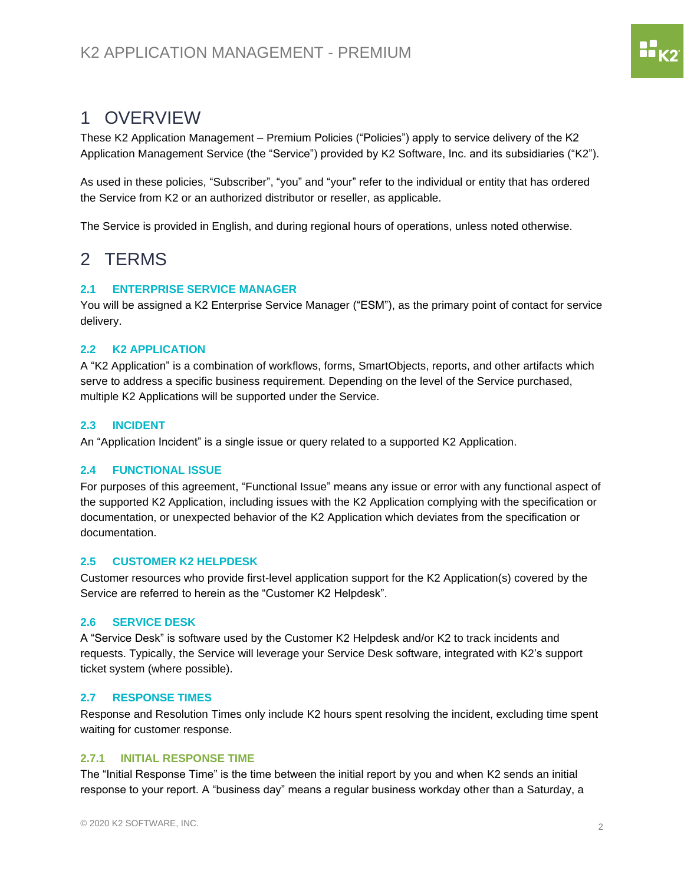# 1 OVERVIEW

These K2 Application Management – Premium Policies ("Policies") apply to service delivery of the K2 Application Management Service (the "Service") provided by K2 Software, Inc. and its subsidiaries ("K2").

As used in these policies, "Subscriber", "you" and "your" refer to the individual or entity that has ordered the Service from K2 or an authorized distributor or reseller, as applicable.

The Service is provided in English, and during regional hours of operations, unless noted otherwise.

# 2 TERMS

## 2.1 ENTERPRISE SERVICE MANAGER

You will be assigned a K2 Enterprise Service Manager ("ESM"), as the primary point of contact for service delivery.

## 2.2 K2 APPLICATION

A "K2 Application" is a combination of workflows, forms, SmartObjects, reports, and other artifacts which serve to address a specific business requirement. Depending on the level of the Service purchased, multiple K2 Applications will be supported under the Service.

## 2.3 INCIDENT

An "Application Incident" is a single issue or query related to a supported K2 Application.

## 2.4 FUNCTIONAL ISSUE

For purposes of this agreement, "Functional Issue" means any issue or error with any functional aspect of the supported K2 Application, including issues with the K2 Application complying with the specification or documentation, or unexpected behavior of the K2 Application which deviates from the specification or documentation.

## 2.5 CUSTOMER K2 HELPDESK

Customer resources who provide first-level application support for the K2 Application(s) covered by the Service are referred to herein as the "Customer K2 Helpdesk".

## 2.6 SERVICE DESK

A "Service Desk" is software used by the Customer K2 Helpdesk and/or K2 to track incidents and requests. Typically, the Service will leverage your Service Desk software, integrated with K2's support ticket system (where possible).

## 2.7 RESPONSE TIMES

Response and Resolution Times only include K2 hours spent resolving the incident, excluding time spent waiting for customer response.

### 2.7.1 INITIAL RESPONSE TIME

The "Initial Response Time" is the time between the initial report by you and when K2 sends an initial response to your report. A "business day" means a regular business workday other than a Saturday, a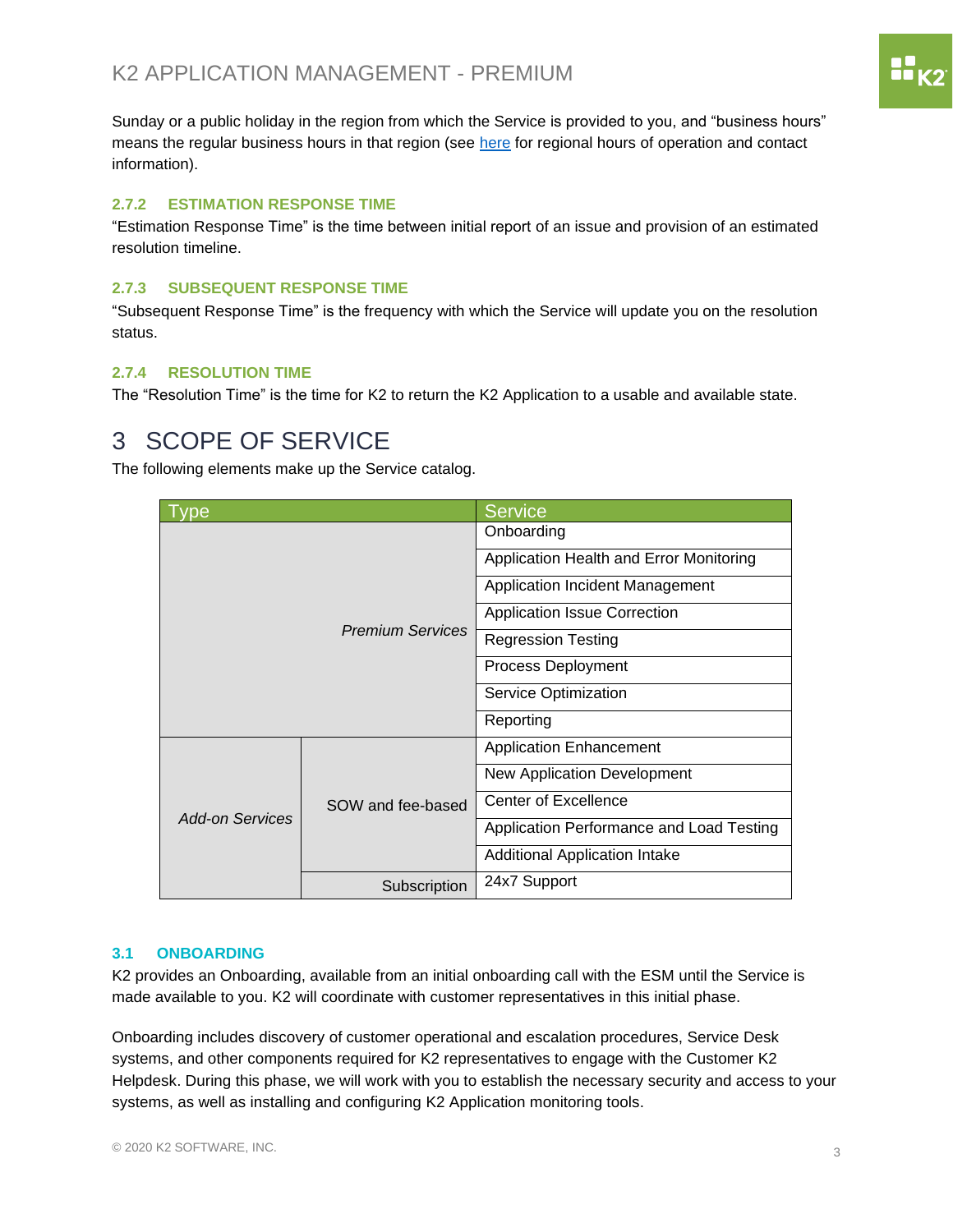Sunday or a public holiday in the region from which the Service is provided to you, and "business hours" means the regular business hours in that region (see here for regional hours of operation and contact information).

### 2.7.2 ESTIMATION RESPONSE TIME

"Estimation Response Time" is the time between initial report of an issue and provision of an estimated resolution timeline.

### 2.7.3 SUBSEQUENT RESPONSE TIME

"Subsequent Response Time" is the frequency with which the Service will update you on the resolution status.

### 2.7.4 RESOLUTION TIME

The "Resolution Time" is the time for K2 to return the K2 Application to a usable and available state.

# 3 SCOPE OF SERVICE

The following elements make up the Service catalog.

| Type | | Service |
|---|---|---|
| *Premium Services* | | Onboarding |
| | | Application Health and Error Monitoring |
| | | Application Incident Management |
| | | Application Issue Correction |
| | | Regression Testing |
| | | Process Deployment |
| | | Service Optimization |
| | | Reporting |
| *Add-on Services* | SOW and fee-based | Application Enhancement |
| | | New Application Development |
| | | Center of Excellence |
| | | Application Performance and Load Testing |
| | | Additional Application Intake |
| | Subscription | 24x7 Support |

## 3.1 ONBOARDING

K2 provides an Onboarding, available from an initial onboarding call with the ESM until the Service is made available to you. K2 will coordinate with customer representatives in this initial phase.

Onboarding includes discovery of customer operational and escalation procedures, Service Desk systems, and other components required for K2 representatives to engage with the Customer K2 Helpdesk. During this phase, we will work with you to establish the necessary security and access to your systems, as well as installing and configuring K2 Application monitoring tools.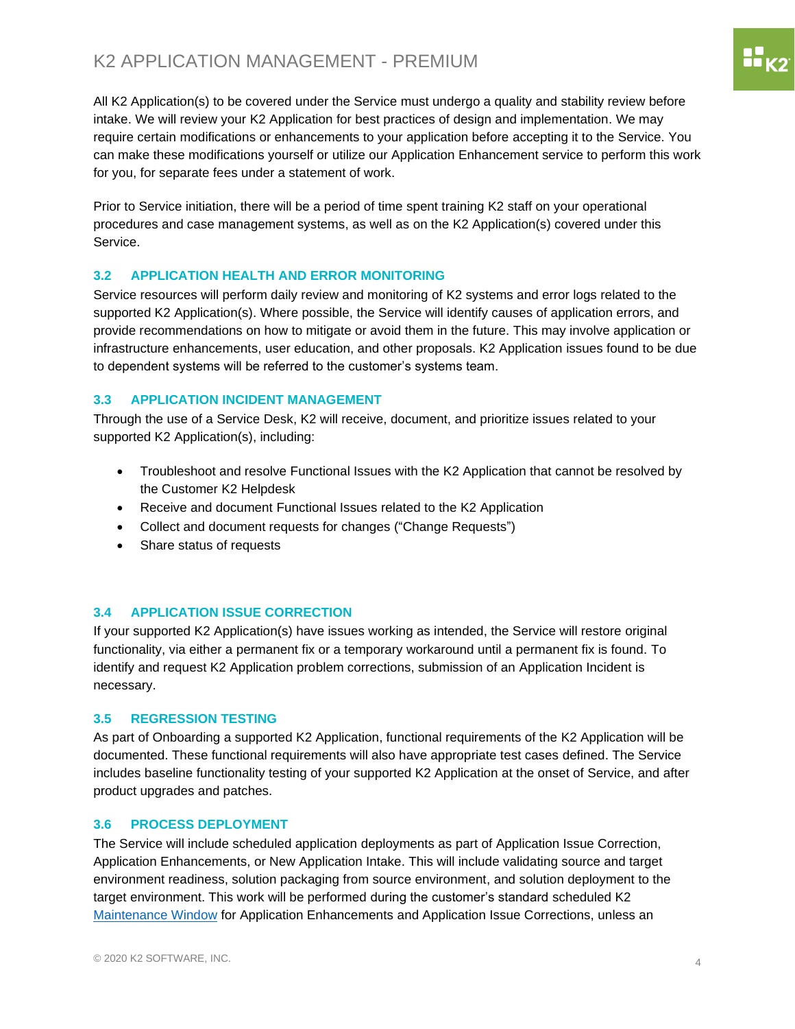All K2 Application(s) to be covered under the Service must undergo a quality and stability review before intake. We will review your K2 Application for best practices of design and implementation. We may require certain modifications or enhancements to your application before accepting it to the Service. You can make these modifications yourself or utilize our Application Enhancement service to perform this work for you, for separate fees under a statement of work.

Prior to Service initiation, there will be a period of time spent training K2 staff on your operational procedures and case management systems, as well as on the K2 Application(s) covered under this Service.

### 3.2 APPLICATION HEALTH AND ERROR MONITORING

Service resources will perform daily review and monitoring of K2 systems and error logs related to the supported K2 Application(s). Where possible, the Service will identify causes of application errors, and provide recommendations on how to mitigate or avoid them in the future. This may involve application or infrastructure enhancements, user education, and other proposals. K2 Application issues found to be due to dependent systems will be referred to the customer's systems team.

### 3.3 APPLICATION INCIDENT MANAGEMENT

Through the use of a Service Desk, K2 will receive, document, and prioritize issues related to your supported K2 Application(s), including:

- Troubleshoot and resolve Functional Issues with the K2 Application that cannot be resolved by the Customer K2 Helpdesk
- Receive and document Functional Issues related to the K2 Application
- Collect and document requests for changes ("Change Requests")
- Share status of requests

### 3.4 APPLICATION ISSUE CORRECTION

If your supported K2 Application(s) have issues working as intended, the Service will restore original functionality, via either a permanent fix or a temporary workaround until a permanent fix is found. To identify and request K2 Application problem corrections, submission of an Application Incident is necessary.

### 3.5 REGRESSION TESTING

As part of Onboarding a supported K2 Application, functional requirements of the K2 Application will be documented. These functional requirements will also have appropriate test cases defined. The Service includes baseline functionality testing of your supported K2 Application at the onset of Service, and after product upgrades and patches.

### 3.6 PROCESS DEPLOYMENT

The Service will include scheduled application deployments as part of Application Issue Correction, Application Enhancements, or New Application Intake. This will include validating source and target environment readiness, solution packaging from source environment, and solution deployment to the target environment. This work will be performed during the customer's standard scheduled K2 Maintenance Window for Application Enhancements and Application Issue Corrections, unless an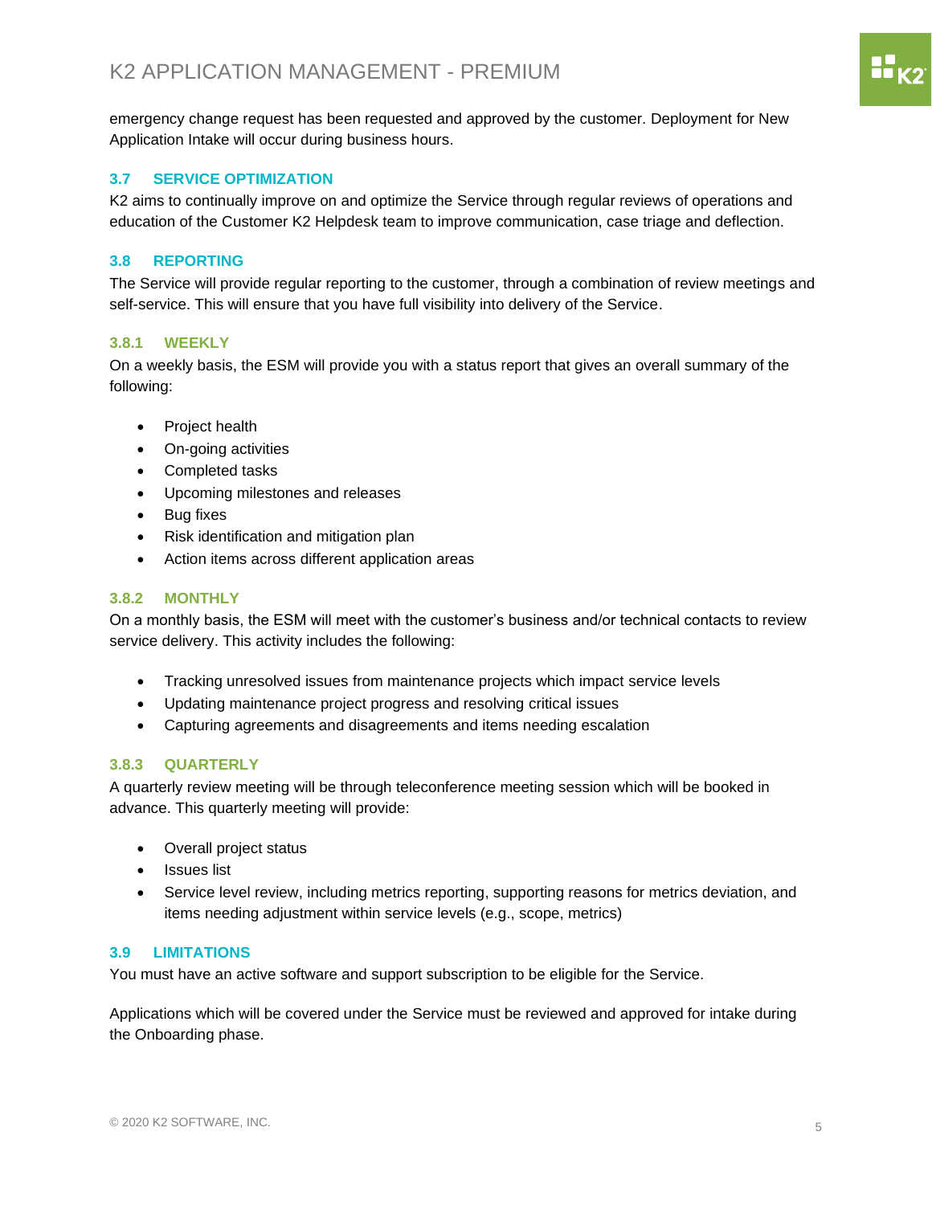emergency change request has been requested and approved by the customer. Deployment for New Application Intake will occur during business hours.

## 3.7 SERVICE OPTIMIZATION

K2 aims to continually improve on and optimize the Service through regular reviews of operations and education of the Customer K2 Helpdesk team to improve communication, case triage and deflection.

## 3.8 REPORTING

The Service will provide regular reporting to the customer, through a combination of review meetings and self-service. This will ensure that you have full visibility into delivery of the Service.

### 3.8.1 WEEKLY

On a weekly basis, the ESM will provide you with a status report that gives an overall summary of the following:

- Project health
- On-going activities
- Completed tasks
- Upcoming milestones and releases
- Bug fixes
- Risk identification and mitigation plan
- Action items across different application areas

### 3.8.2 MONTHLY

On a monthly basis, the ESM will meet with the customer's business and/or technical contacts to review service delivery. This activity includes the following:

- Tracking unresolved issues from maintenance projects which impact service levels
- Updating maintenance project progress and resolving critical issues
- Capturing agreements and disagreements and items needing escalation

### 3.8.3 QUARTERLY

A quarterly review meeting will be through teleconference meeting session which will be booked in advance. This quarterly meeting will provide:

- Overall project status
- Issues list
- Service level review, including metrics reporting, supporting reasons for metrics deviation, and items needing adjustment within service levels (e.g., scope, metrics)

## 3.9 LIMITATIONS

You must have an active software and support subscription to be eligible for the Service.

Applications which will be covered under the Service must be reviewed and approved for intake during the Onboarding phase.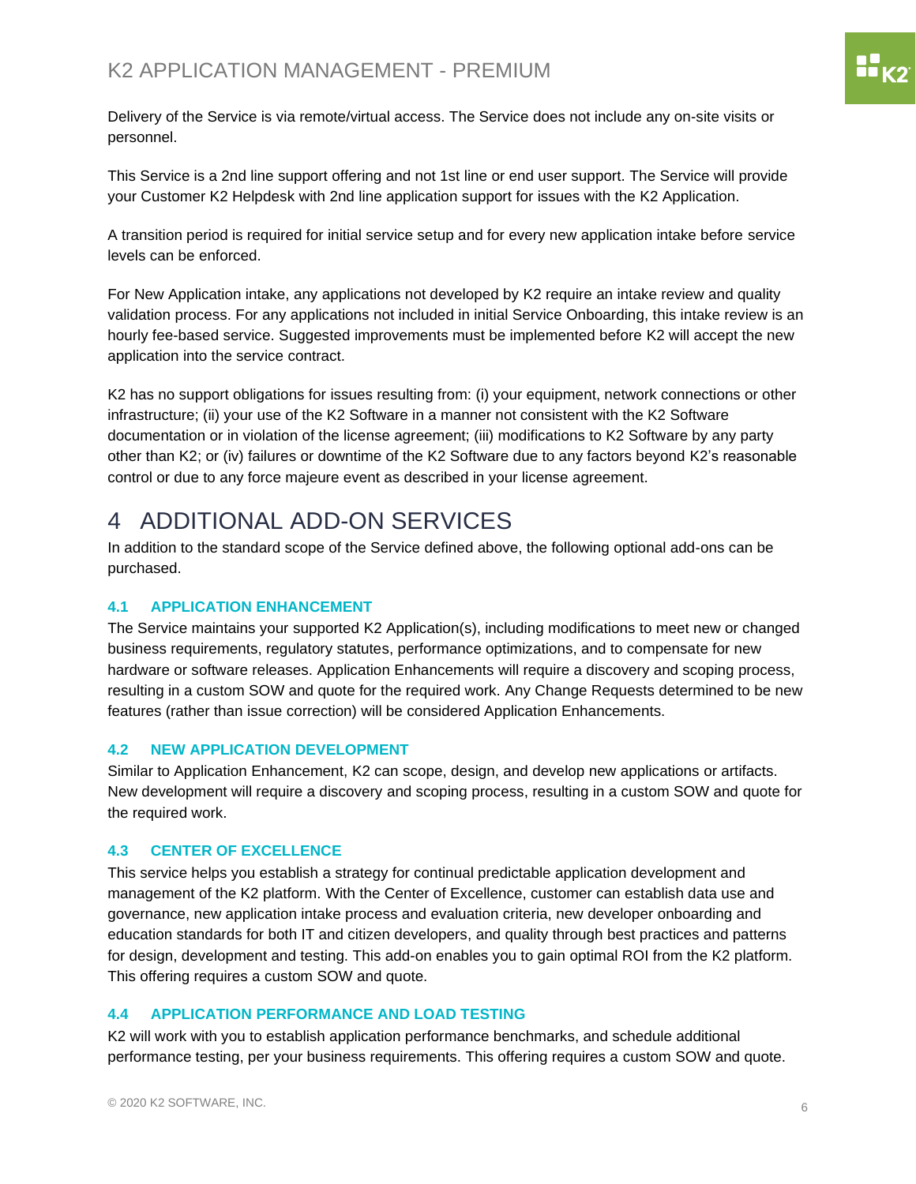Delivery of the Service is via remote/virtual access. The Service does not include any on-site visits or personnel.

This Service is a 2nd line support offering and not 1st line or end user support. The Service will provide your Customer K2 Helpdesk with 2nd line application support for issues with the K2 Application.

A transition period is required for initial service setup and for every new application intake before service levels can be enforced.

For New Application intake, any applications not developed by K2 require an intake review and quality validation process. For any applications not included in initial Service Onboarding, this intake review is an hourly fee-based service. Suggested improvements must be implemented before K2 will accept the new application into the service contract.

K2 has no support obligations for issues resulting from: (i) your equipment, network connections or other infrastructure; (ii) your use of the K2 Software in a manner not consistent with the K2 Software documentation or in violation of the license agreement; (iii) modifications to K2 Software by any party other than K2; or (iv) failures or downtime of the K2 Software due to any factors beyond K2's reasonable control or due to any force majeure event as described in your license agreement.

# 4 ADDITIONAL ADD-ON SERVICES

In addition to the standard scope of the Service defined above, the following optional add-ons can be purchased.

### 4.1 APPLICATION ENHANCEMENT

The Service maintains your supported K2 Application(s), including modifications to meet new or changed business requirements, regulatory statutes, performance optimizations, and to compensate for new hardware or software releases. Application Enhancements will require a discovery and scoping process, resulting in a custom SOW and quote for the required work. Any Change Requests determined to be new features (rather than issue correction) will be considered Application Enhancements.

### 4.2 NEW APPLICATION DEVELOPMENT

Similar to Application Enhancement, K2 can scope, design, and develop new applications or artifacts. New development will require a discovery and scoping process, resulting in a custom SOW and quote for the required work.

### 4.3 CENTER OF EXCELLENCE

This service helps you establish a strategy for continual predictable application development and management of the K2 platform. With the Center of Excellence, customer can establish data use and governance, new application intake process and evaluation criteria, new developer onboarding and education standards for both IT and citizen developers, and quality through best practices and patterns for design, development and testing. This add-on enables you to gain optimal ROI from the K2 platform. This offering requires a custom SOW and quote.

### 4.4 APPLICATION PERFORMANCE AND LOAD TESTING

K2 will work with you to establish application performance benchmarks, and schedule additional performance testing, per your business requirements. This offering requires a custom SOW and quote.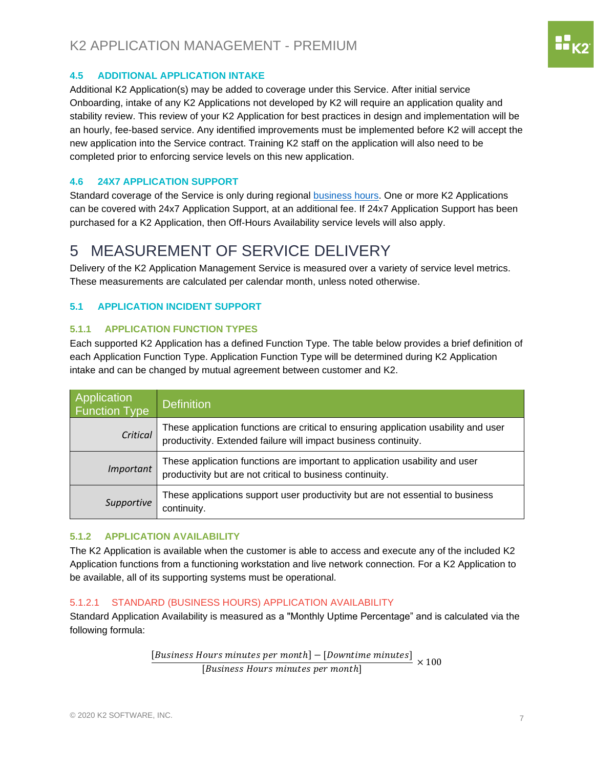### 4.5 ADDITIONAL APPLICATION INTAKE

Additional K2 Application(s) may be added to coverage under this Service. After initial service Onboarding, intake of any K2 Applications not developed by K2 will require an application quality and stability review. This review of your K2 Application for best practices in design and implementation will be an hourly, fee-based service. Any identified improvements must be implemented before K2 will accept the new application into the Service contract. Training K2 staff on the application will also need to be completed prior to enforcing service levels on this new application.

### 4.6 24X7 APPLICATION SUPPORT

Standard coverage of the Service is only during regional business hours. One or more K2 Applications can be covered with 24x7 Application Support, at an additional fee. If 24x7 Application Support has been purchased for a K2 Application, then Off-Hours Availability service levels will also apply.

# 5 MEASUREMENT OF SERVICE DELIVERY

Delivery of the K2 Application Management Service is measured over a variety of service level metrics. These measurements are calculated per calendar month, unless noted otherwise.

### 5.1 APPLICATION INCIDENT SUPPORT

#### 5.1.1 APPLICATION FUNCTION TYPES

Each supported K2 Application has a defined Function Type. The table below provides a brief definition of each Application Function Type. Application Function Type will be determined during K2 Application intake and can be changed by mutual agreement between customer and K2.

| Application Function Type | Definition |
|---|---|
| *Critical* | These application functions are critical to ensuring application usability and user productivity. Extended failure will impact business continuity. |
| *Important* | These application functions are important to application usability and user productivity but are not critical to business continuity. |
| *Supportive* | These applications support user productivity but are not essential to business continuity. |

#### 5.1.2 APPLICATION AVAILABILITY

The K2 Application is available when the customer is able to access and execute any of the included K2 Application functions from a functioning workstation and live network connection. For a K2 Application to be available, all of its supporting systems must be operational.

##### 5.1.2.1 STANDARD (BUSINESS HOURS) APPLICATION AVAILABILITY

Standard Application Availability is measured as a "Monthly Uptime Percentage" and is calculated via the following formula:

$$\frac{[Business\ Hours\ minutes\ per\ month] - [Downtime\ minutes]}{[Business\ Hours\ minutes\ per\ month]} \times 100$$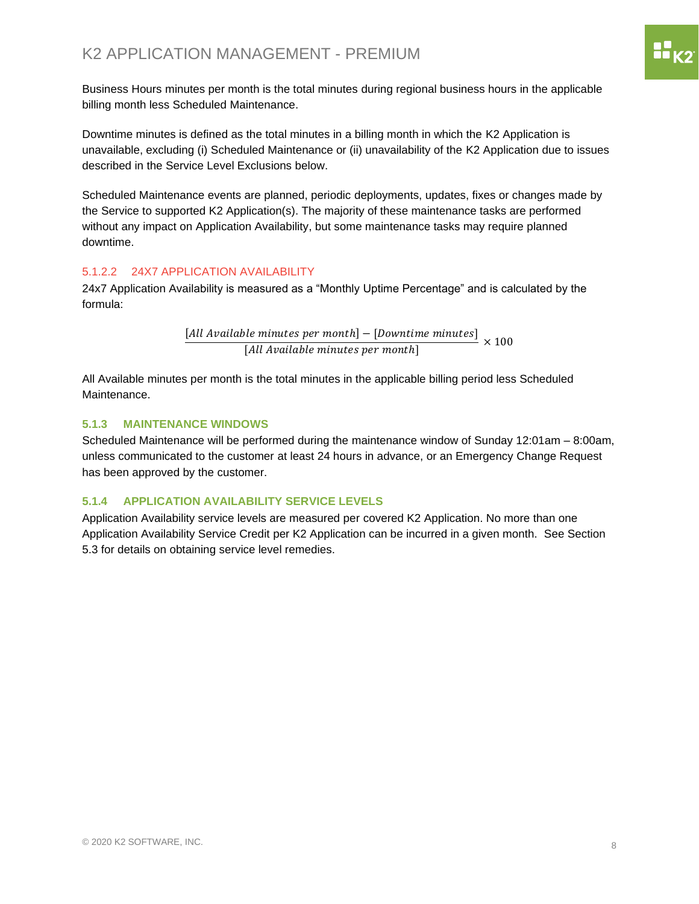Business Hours minutes per month is the total minutes during regional business hours in the applicable billing month less Scheduled Maintenance.

Downtime minutes is defined as the total minutes in a billing month in which the K2 Application is unavailable, excluding (i) Scheduled Maintenance or (ii) unavailability of the K2 Application due to issues described in the Service Level Exclusions below.

Scheduled Maintenance events are planned, periodic deployments, updates, fixes or changes made by the Service to supported K2 Application(s). The majority of these maintenance tasks are performed without any impact on Application Availability, but some maintenance tasks may require planned downtime.

#### 5.1.2.2 24X7 APPLICATION AVAILABILITY

24x7 Application Availability is measured as a “Monthly Uptime Percentage” and is calculated by the formula:

$$\frac{[\text{All Available minutes per month}] - [\text{Downtime minutes}]}{[\text{All Available minutes per month}]} \times 100$$

All Available minutes per month is the total minutes in the applicable billing period less Scheduled Maintenance.

### 5.1.3 MAINTENANCE WINDOWS

Scheduled Maintenance will be performed during the maintenance window of Sunday 12:01am – 8:00am, unless communicated to the customer at least 24 hours in advance, or an Emergency Change Request has been approved by the customer.

### 5.1.4 APPLICATION AVAILABILITY SERVICE LEVELS

Application Availability service levels are measured per covered K2 Application. No more than one Application Availability Service Credit per K2 Application can be incurred in a given month. See Section 5.3 for details on obtaining service level remedies.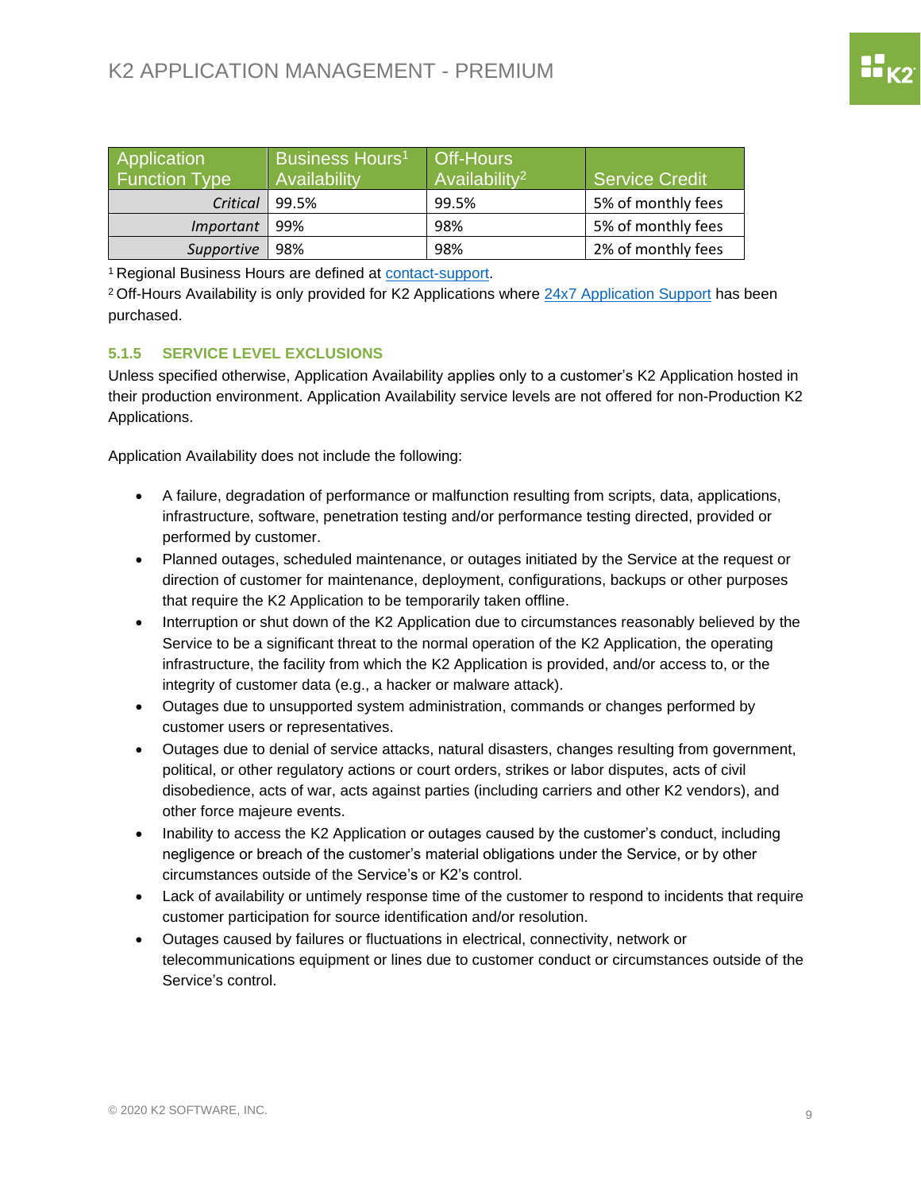| Application Function Type | Business Hours[1] Availability | Off-Hours Availability[2] | Service Credit |
|---|---|---|---|
| *Critical* | 99.5% | 99.5% | 5% of monthly fees |
| *Important* | 99% | 98% | 5% of monthly fees |
| *Supportive* | 98% | 98% | 2% of monthly fees |

[1] Regional Business Hours are defined at [contact-support](contact-support).
[2] Off-Hours Availability is only provided for K2 Applications where [24x7 Application Support](24x7 Application Support) has been purchased.

### 5.1.5 SERVICE LEVEL EXCLUSIONS

Unless specified otherwise, Application Availability applies only to a customer's K2 Application hosted in their production environment. Application Availability service levels are not offered for non-Production K2 Applications.

Application Availability does not include the following:

- A failure, degradation of performance or malfunction resulting from scripts, data, applications, infrastructure, software, penetration testing and/or performance testing directed, provided or performed by customer.
- Planned outages, scheduled maintenance, or outages initiated by the Service at the request or direction of customer for maintenance, deployment, configurations, backups or other purposes that require the K2 Application to be temporarily taken offline.
- Interruption or shut down of the K2 Application due to circumstances reasonably believed by the Service to be a significant threat to the normal operation of the K2 Application, the operating infrastructure, the facility from which the K2 Application is provided, and/or access to, or the integrity of customer data (e.g., a hacker or malware attack).
- Outages due to unsupported system administration, commands or changes performed by customer users or representatives.
- Outages due to denial of service attacks, natural disasters, changes resulting from government, political, or other regulatory actions or court orders, strikes or labor disputes, acts of civil disobedience, acts of war, acts against parties (including carriers and other K2 vendors), and other force majeure events.
- Inability to access the K2 Application or outages caused by the customer's conduct, including negligence or breach of the customer's material obligations under the Service, or by other circumstances outside of the Service's or K2's control.
- Lack of availability or untimely response time of the customer to respond to incidents that require customer participation for source identification and/or resolution.
- Outages caused by failures or fluctuations in electrical, connectivity, network or telecommunications equipment or lines due to customer conduct or circumstances outside of the Service's control.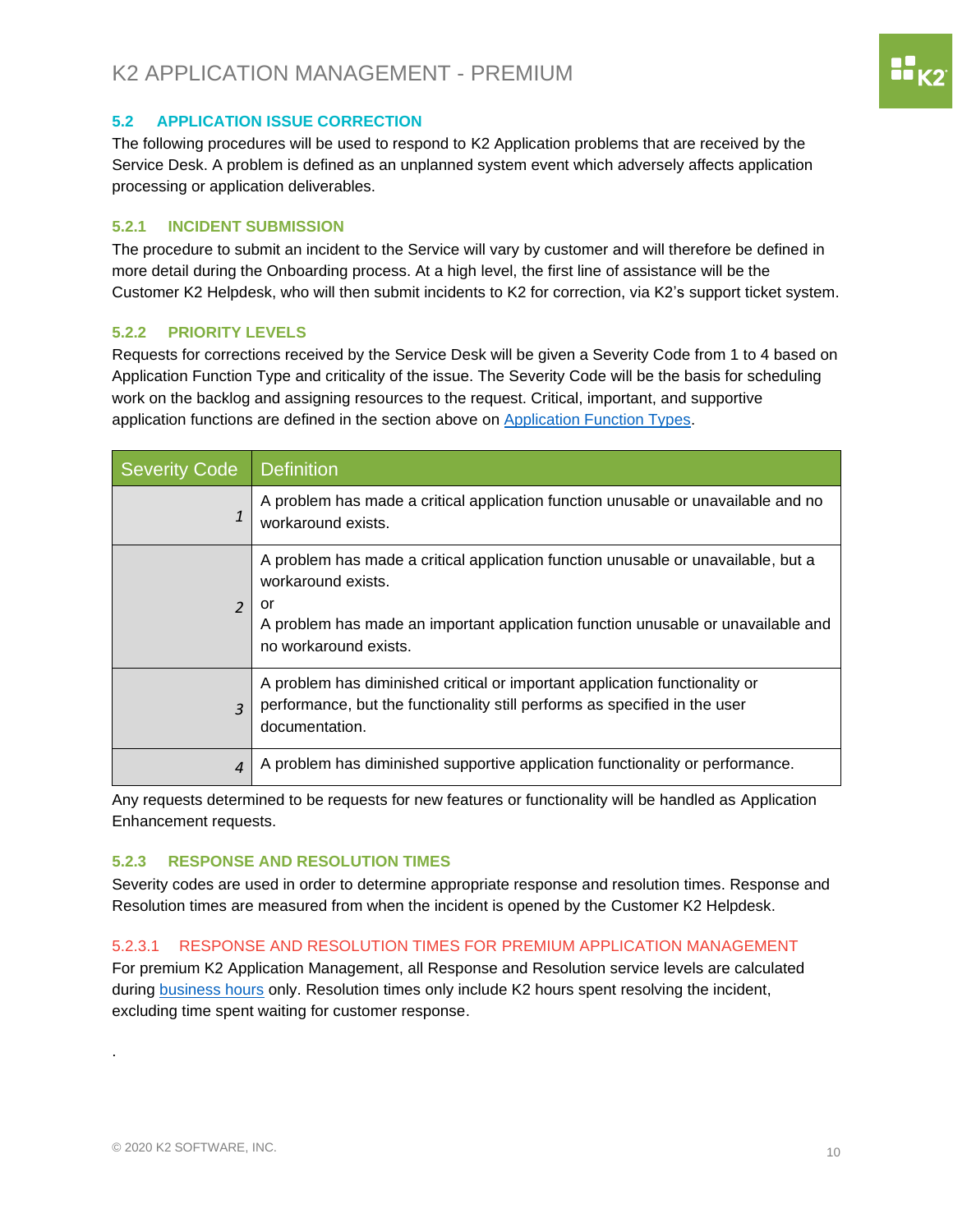### 5.2 APPLICATION ISSUE CORRECTION

The following procedures will be used to respond to K2 Application problems that are received by the Service Desk. A problem is defined as an unplanned system event which adversely affects application processing or application deliverables.

#### 5.2.1 INCIDENT SUBMISSION

The procedure to submit an incident to the Service will vary by customer and will therefore be defined in more detail during the Onboarding process. At a high level, the first line of assistance will be the Customer K2 Helpdesk, who will then submit incidents to K2 for correction, via K2's support ticket system.

#### 5.2.2 PRIORITY LEVELS

Requests for corrections received by the Service Desk will be given a Severity Code from 1 to 4 based on Application Function Type and criticality of the issue. The Severity Code will be the basis for scheduling work on the backlog and assigning resources to the request. Critical, important, and supportive application functions are defined in the section above on Application Function Types.

| Severity Code | Definition |
|---|---|
| *1* | A problem has made a critical application function unusable or unavailable and no workaround exists. |
| *2* | A problem has made a critical application function unusable or unavailable, but a workaround exists.<br>or<br>A problem has made an important application function unusable or unavailable and no workaround exists. |
| *3* | A problem has diminished critical or important application functionality or performance, but the functionality still performs as specified in the user documentation. |
| *4* | A problem has diminished supportive application functionality or performance. |

Any requests determined to be requests for new features or functionality will be handled as Application Enhancement requests.

#### 5.2.3 RESPONSE AND RESOLUTION TIMES

Severity codes are used in order to determine appropriate response and resolution times. Response and Resolution times are measured from when the incident is opened by the Customer K2 Helpdesk.

##### 5.2.3.1 RESPONSE AND RESOLUTION TIMES FOR PREMIUM APPLICATION MANAGEMENT

For premium K2 Application Management, all Response and Resolution service levels are calculated during business hours only. Resolution times only include K2 hours spent resolving the incident, excluding time spent waiting for customer response.

.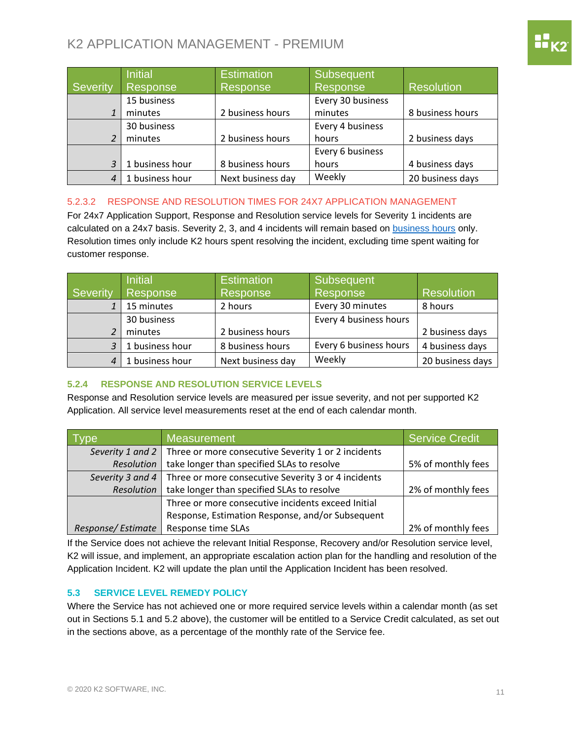| Severity | Initial Response | Estimation Response | Subsequent Response | Resolution |
|---|---|---|---|---|
| 1 | 15 business minutes | 2 business hours | Every 30 business minutes | 8 business hours |
| 2 | 30 business minutes | 2 business hours | Every 4 business hours | 2 business days |
| 3 | 1 business hour | 8 business hours | Every 6 business hours | 4 business days |
| 4 | 1 business hour | Next business day | Weekly | 20 business days |

#### 5.2.3.2 RESPONSE AND RESOLUTION TIMES FOR 24X7 APPLICATION MANAGEMENT

For 24x7 Application Support, Response and Resolution service levels for Severity 1 incidents are calculated on a 24x7 basis. Severity 2, 3, and 4 incidents will remain based on business hours only. Resolution times only include K2 hours spent resolving the incident, excluding time spent waiting for customer response.

| Severity | Initial Response | Estimation Response | Subsequent Response | Resolution |
|---|---|---|---|---|
| 1 | 15 minutes | 2 hours | Every 30 minutes | 8 hours |
| 2 | 30 business minutes | 2 business hours | Every 4 business hours | 2 business days |
| 3 | 1 business hour | 8 business hours | Every 6 business hours | 4 business days |
| 4 | 1 business hour | Next business day | Weekly | 20 business days |

### 5.2.4 RESPONSE AND RESOLUTION SERVICE LEVELS

Response and Resolution service levels are measured per issue severity, and not per supported K2 Application. All service level measurements reset at the end of each calendar month.

| Type | Measurement | Service Credit |
|---|---|---|
| *Severity 1 and 2 Resolution* | Three or more consecutive Severity 1 or 2 incidents take longer than specified SLAs to resolve | 5% of monthly fees |
| *Severity 3 and 4 Resolution* | Three or more consecutive Severity 3 or 4 incidents take longer than specified SLAs to resolve | 2% of monthly fees |
| *Response/ Estimate* | Three or more consecutive incidents exceed Initial Response, Estimation Response, and/or Subsequent Response time SLAs | 2% of monthly fees |

If the Service does not achieve the relevant Initial Response, Recovery and/or Resolution service level, K2 will issue, and implement, an appropriate escalation action plan for the handling and resolution of the Application Incident. K2 will update the plan until the Application Incident has been resolved.

## 5.3 SERVICE LEVEL REMEDY POLICY

Where the Service has not achieved one or more required service levels within a calendar month (as set out in Sections 5.1 and 5.2 above), the customer will be entitled to a Service Credit calculated, as set out in the sections above, as a percentage of the monthly rate of the Service fee.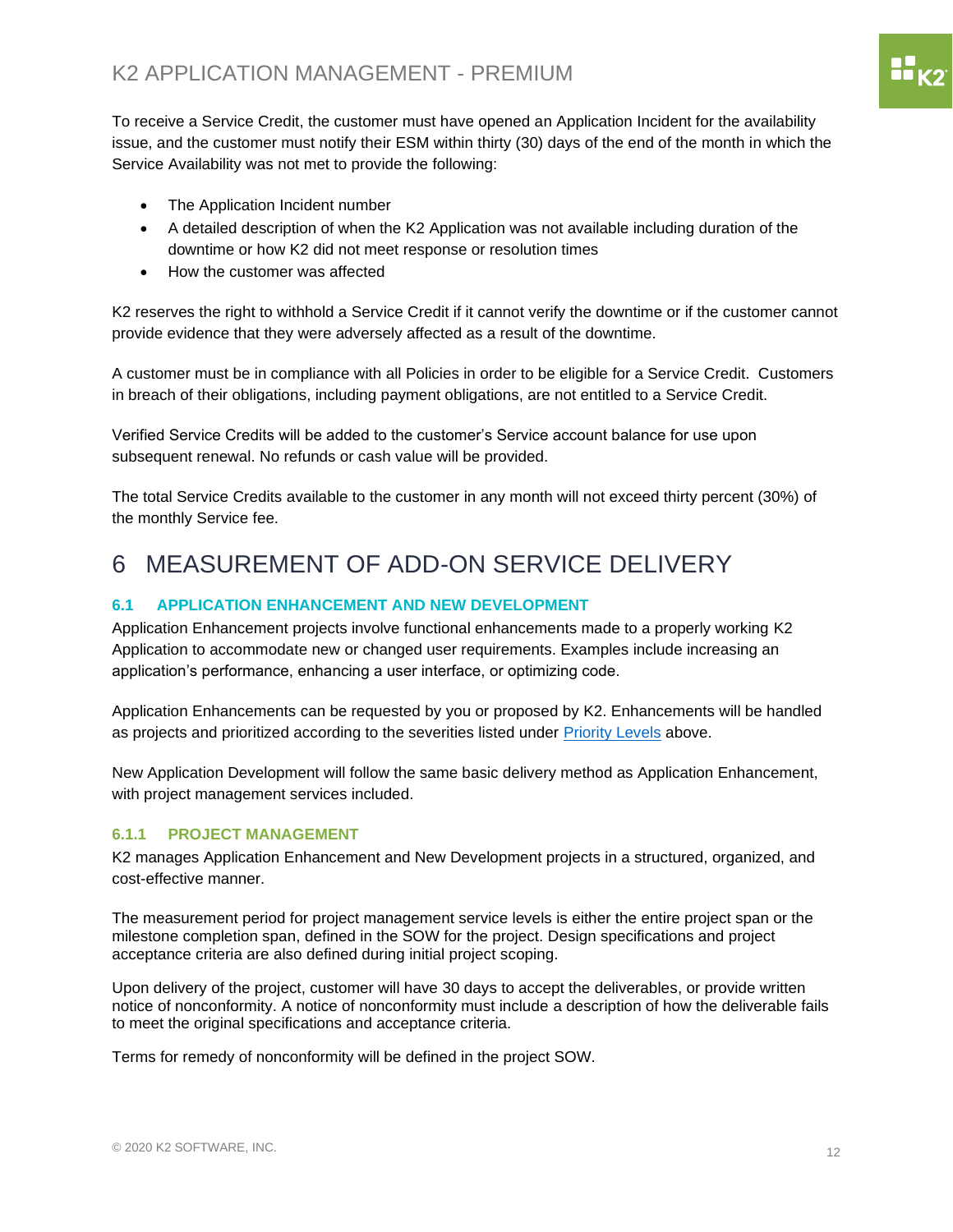To receive a Service Credit, the customer must have opened an Application Incident for the availability issue, and the customer must notify their ESM within thirty (30) days of the end of the month in which the Service Availability was not met to provide the following:

- The Application Incident number
- A detailed description of when the K2 Application was not available including duration of the downtime or how K2 did not meet response or resolution times
- How the customer was affected

K2 reserves the right to withhold a Service Credit if it cannot verify the downtime or if the customer cannot provide evidence that they were adversely affected as a result of the downtime.

A customer must be in compliance with all Policies in order to be eligible for a Service Credit. Customers in breach of their obligations, including payment obligations, are not entitled to a Service Credit.

Verified Service Credits will be added to the customer's Service account balance for use upon subsequent renewal. No refunds or cash value will be provided.

The total Service Credits available to the customer in any month will not exceed thirty percent (30%) of the monthly Service fee.

# 6 MEASUREMENT OF ADD-ON SERVICE DELIVERY

## 6.1 APPLICATION ENHANCEMENT AND NEW DEVELOPMENT

Application Enhancement projects involve functional enhancements made to a properly working K2 Application to accommodate new or changed user requirements. Examples include increasing an application's performance, enhancing a user interface, or optimizing code.

Application Enhancements can be requested by you or proposed by K2. Enhancements will be handled as projects and prioritized according to the severities listed under Priority Levels above.

New Application Development will follow the same basic delivery method as Application Enhancement, with project management services included.

### 6.1.1 PROJECT MANAGEMENT

K2 manages Application Enhancement and New Development projects in a structured, organized, and cost-effective manner.

The measurement period for project management service levels is either the entire project span or the milestone completion span, defined in the SOW for the project. Design specifications and project acceptance criteria are also defined during initial project scoping.

Upon delivery of the project, customer will have 30 days to accept the deliverables, or provide written notice of nonconformity. A notice of nonconformity must include a description of how the deliverable fails to meet the original specifications and acceptance criteria.

Terms for remedy of nonconformity will be defined in the project SOW.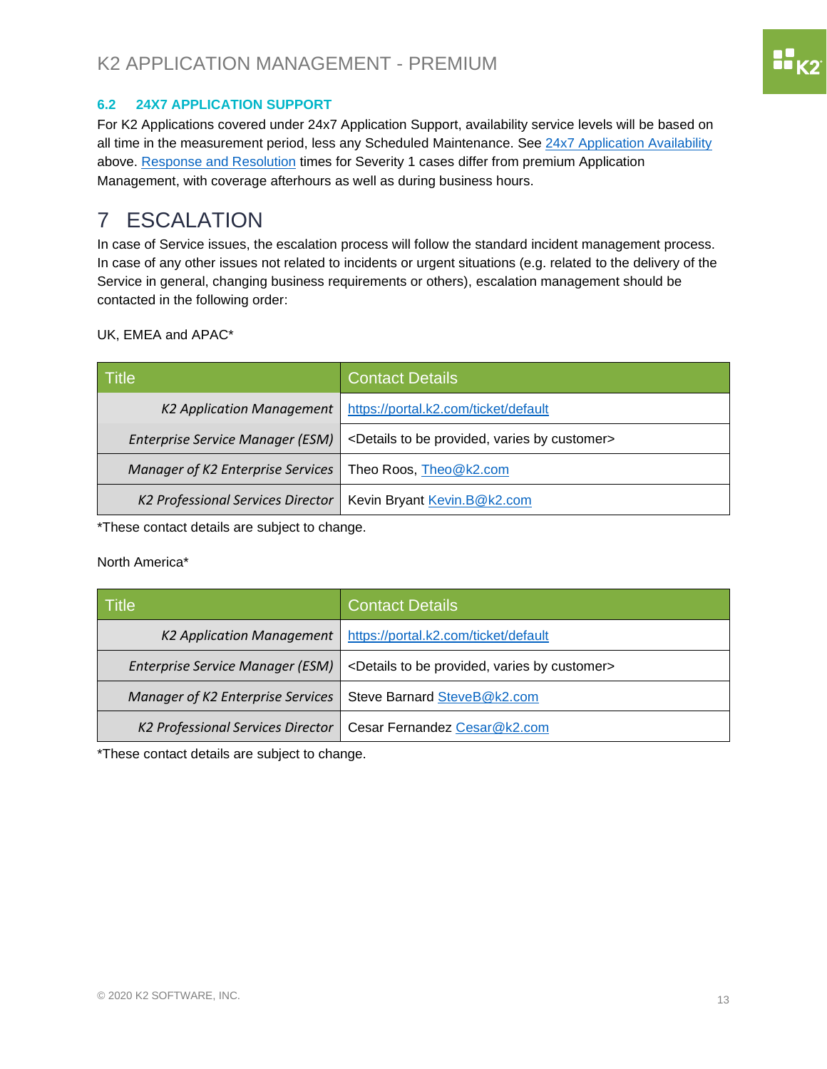### 6.2 24X7 APPLICATION SUPPORT

For K2 Applications covered under 24x7 Application Support, availability service levels will be based on all time in the measurement period, less any Scheduled Maintenance. See [24x7 Application Availability](#) above. [Response and Resolution](#) times for Severity 1 cases differ from premium Application Management, with coverage afterhours as well as during business hours.

# 7 ESCALATION

In case of Service issues, the escalation process will follow the standard incident management process. In case of any other issues not related to incidents or urgent situations (e.g. related to the delivery of the Service in general, changing business requirements or others), escalation management should be contacted in the following order:

UK, EMEA and APAC*

| Title | Contact Details |
|---|---|
| *K2 Application Management* | https://portal.k2.com/ticket/default |
| *Enterprise Service Manager (ESM)* | <Details to be provided, varies by customer> |
| *Manager of K2 Enterprise Services* | Theo Roos, Theo@k2.com |
| *K2 Professional Services Director* | Kevin Bryant Kevin.B@k2.com |

*These contact details are subject to change.

North America*

| Title | Contact Details |
|---|---|
| *K2 Application Management* | https://portal.k2.com/ticket/default |
| *Enterprise Service Manager (ESM)* | <Details to be provided, varies by customer> |
| *Manager of K2 Enterprise Services* | Steve Barnard SteveB@k2.com |
| *K2 Professional Services Director* | Cesar Fernandez Cesar@k2.com |

*These contact details are subject to change.